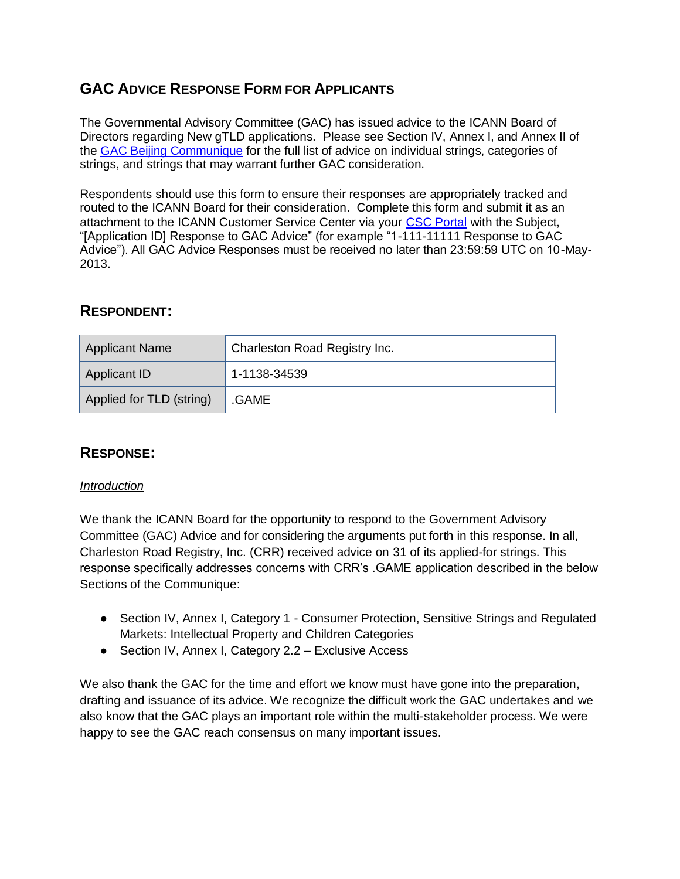## GAC Advice Response Form for Applicants

The Governmental Advisory Committee (GAC) has issued advice to the ICANN Board of Directors regarding New gTLD applications. Please see Section IV, Annex I, and Annex II of the GAC Beijing Communique for the full list of advice on individual strings, categories of strings, and strings that may warrant further GAC consideration.

Respondents should use this form to ensure their responses are appropriately tracked and routed to the ICANN Board for their consideration. Complete this form and submit it as an attachment to the ICANN Customer Service Center via your CSC Portal with the Subject, "[Application ID] Response to GAC Advice" (for example "1-111-11111 Response to GAC Advice"). All GAC Advice Responses must be received no later than 23:59:59 UTC on 10-May-2013.

### Respondent:

| Applicant Name | Charleston Road Registry Inc. |
|---|---|
| Applicant ID | 1-1138-34539 |
| Applied for TLD (string) | .GAME |

### Response:

*Introduction*

We thank the ICANN Board for the opportunity to respond to the Government Advisory Committee (GAC) Advice and for considering the arguments put forth in this response. In all, Charleston Road Registry, Inc. (CRR) received advice on 31 of its applied-for strings. This response specifically addresses concerns with CRR's .GAME application described in the below Sections of the Communique:

- Section IV, Annex I, Category 1 - Consumer Protection, Sensitive Strings and Regulated Markets: Intellectual Property and Children Categories
- Section IV, Annex I, Category 2.2 – Exclusive Access

We also thank the GAC for the time and effort we know must have gone into the preparation, drafting and issuance of its advice. We recognize the difficult work the GAC undertakes and we also know that the GAC plays an important role within the multi-stakeholder process. We were happy to see the GAC reach consensus on many important issues.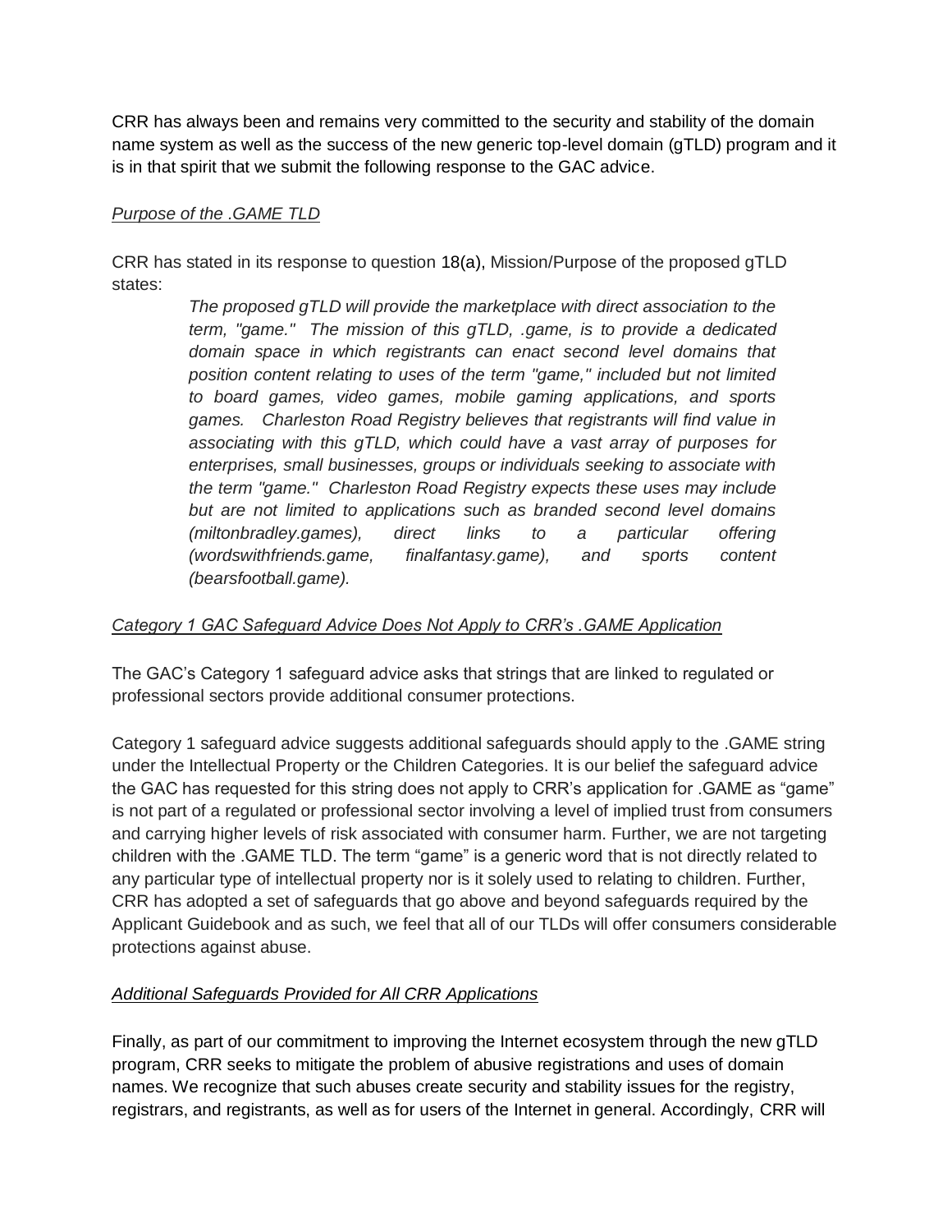CRR has always been and remains very committed to the security and stability of the domain name system as well as the success of the new generic top-level domain (gTLD) program and it is in that spirit that we submit the following response to the GAC advice.

*Purpose of the .GAME TLD*

CRR has stated in its response to question 18(a), Mission/Purpose of the proposed gTLD states:

> *The proposed gTLD will provide the marketplace with direct association to the term, "game." The mission of this gTLD, .game, is to provide a dedicated domain space in which registrants can enact second level domains that position content relating to uses of the term "game," included but not limited to board games, video games, mobile gaming applications, and sports games. Charleston Road Registry believes that registrants will find value in associating with this gTLD, which could have a vast array of purposes for enterprises, small businesses, groups or individuals seeking to associate with the term "game." Charleston Road Registry expects these uses may include but are not limited to applications such as branded second level domains (miltonbradley.games), direct links to a particular offering (wordswithfriends.game, finalfantasy.game), and sports content (bearsfootball.game).*

*Category 1 GAC Safeguard Advice Does Not Apply to CRR's .GAME Application*

The GAC's Category 1 safeguard advice asks that strings that are linked to regulated or professional sectors provide additional consumer protections.

Category 1 safeguard advice suggests additional safeguards should apply to the .GAME string under the Intellectual Property or the Children Categories. It is our belief the safeguard advice the GAC has requested for this string does not apply to CRR's application for .GAME as "game" is not part of a regulated or professional sector involving a level of implied trust from consumers and carrying higher levels of risk associated with consumer harm. Further, we are not targeting children with the .GAME TLD. The term "game" is a generic word that is not directly related to any particular type of intellectual property nor is it solely used to relating to children. Further, CRR has adopted a set of safeguards that go above and beyond safeguards required by the Applicant Guidebook and as such, we feel that all of our TLDs will offer consumers considerable protections against abuse.

*Additional Safeguards Provided for All CRR Applications*

Finally, as part of our commitment to improving the Internet ecosystem through the new gTLD program, CRR seeks to mitigate the problem of abusive registrations and uses of domain names. We recognize that such abuses create security and stability issues for the registry, registrars, and registrants, as well as for users of the Internet in general. Accordingly, CRR will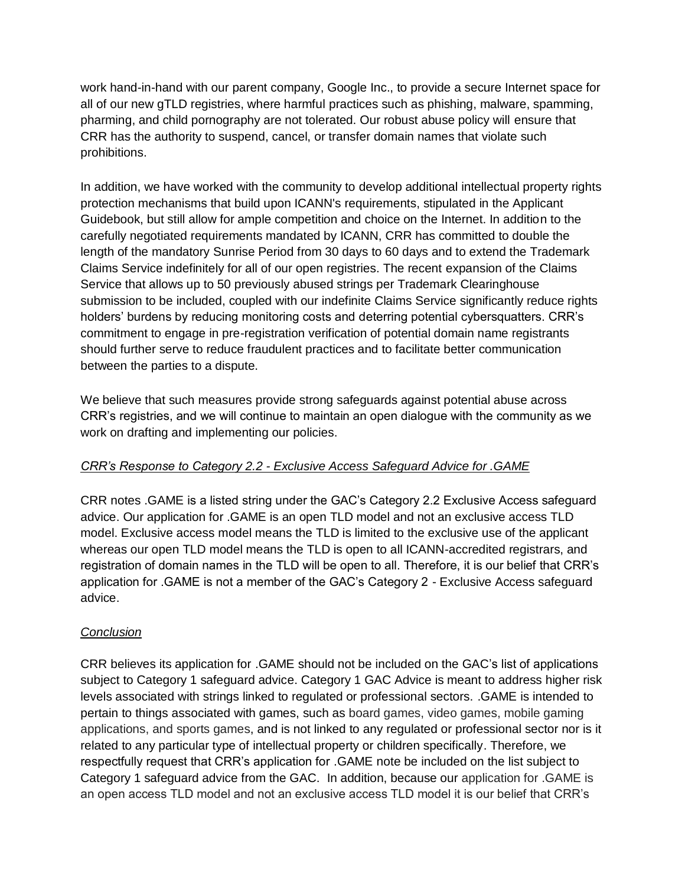work hand-in-hand with our parent company, Google Inc., to provide a secure Internet space for all of our new gTLD registries, where harmful practices such as phishing, malware, spamming, pharming, and child pornography are not tolerated. Our robust abuse policy will ensure that CRR has the authority to suspend, cancel, or transfer domain names that violate such prohibitions.

In addition, we have worked with the community to develop additional intellectual property rights protection mechanisms that build upon ICANN's requirements, stipulated in the Applicant Guidebook, but still allow for ample competition and choice on the Internet. In addition to the carefully negotiated requirements mandated by ICANN, CRR has committed to double the length of the mandatory Sunrise Period from 30 days to 60 days and to extend the Trademark Claims Service indefinitely for all of our open registries. The recent expansion of the Claims Service that allows up to 50 previously abused strings per Trademark Clearinghouse submission to be included, coupled with our indefinite Claims Service significantly reduce rights holders' burdens by reducing monitoring costs and deterring potential cybersquatters. CRR's commitment to engage in pre-registration verification of potential domain name registrants should further serve to reduce fraudulent practices and to facilitate better communication between the parties to a dispute.

We believe that such measures provide strong safeguards against potential abuse across CRR's registries, and we will continue to maintain an open dialogue with the community as we work on drafting and implementing our policies.

*CRR's Response to Category 2.2 - Exclusive Access Safeguard Advice for .GAME*

CRR notes .GAME is a listed string under the GAC's Category 2.2 Exclusive Access safeguard advice. Our application for .GAME is an open TLD model and not an exclusive access TLD model. Exclusive access model means the TLD is limited to the exclusive use of the applicant whereas our open TLD model means the TLD is open to all ICANN-accredited registrars, and registration of domain names in the TLD will be open to all. Therefore, it is our belief that CRR's application for .GAME is not a member of the GAC's Category 2 - Exclusive Access safeguard advice.

*Conclusion*

CRR believes its application for .GAME should not be included on the GAC's list of applications subject to Category 1 safeguard advice. Category 1 GAC Advice is meant to address higher risk levels associated with strings linked to regulated or professional sectors. .GAME is intended to pertain to things associated with games, such as board games, video games, mobile gaming applications, and sports games, and is not linked to any regulated or professional sector nor is it related to any particular type of intellectual property or children specifically. Therefore, we respectfully request that CRR's application for .GAME note be included on the list subject to Category 1 safeguard advice from the GAC. In addition, because our application for .GAME is an open access TLD model and not an exclusive access TLD model it is our belief that CRR's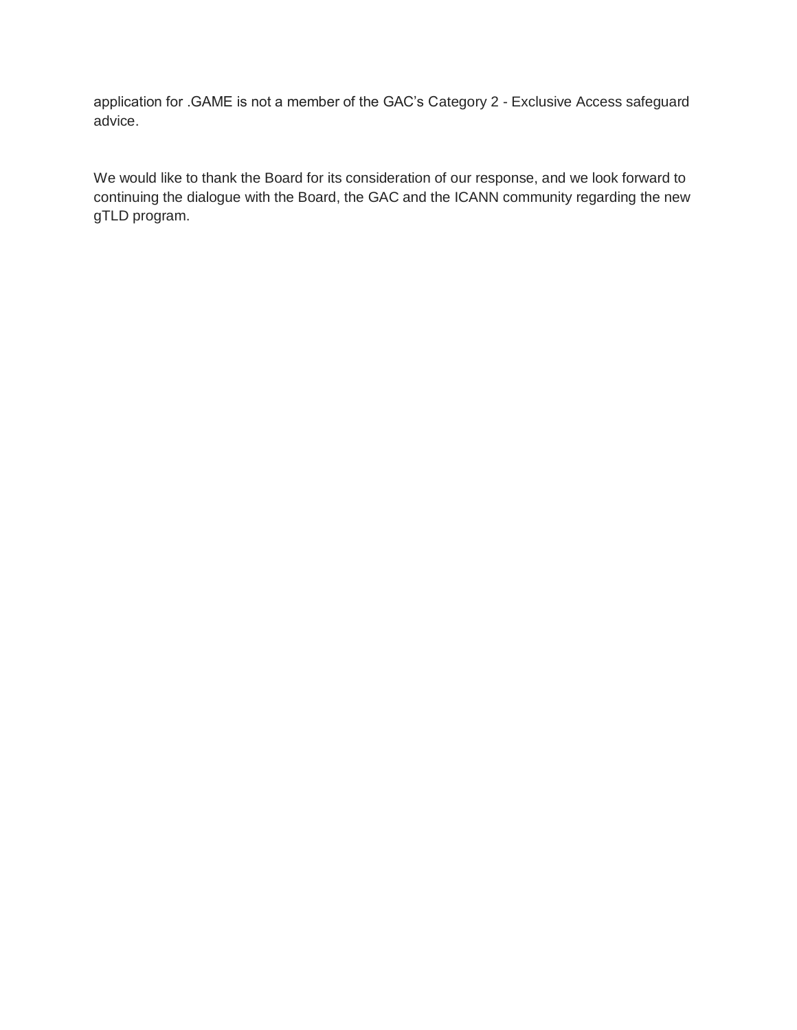application for .GAME is not a member of the GAC's Category 2 - Exclusive Access safeguard advice.

We would like to thank the Board for its consideration of our response, and we look forward to continuing the dialogue with the Board, the GAC and the ICANN community regarding the new gTLD program.